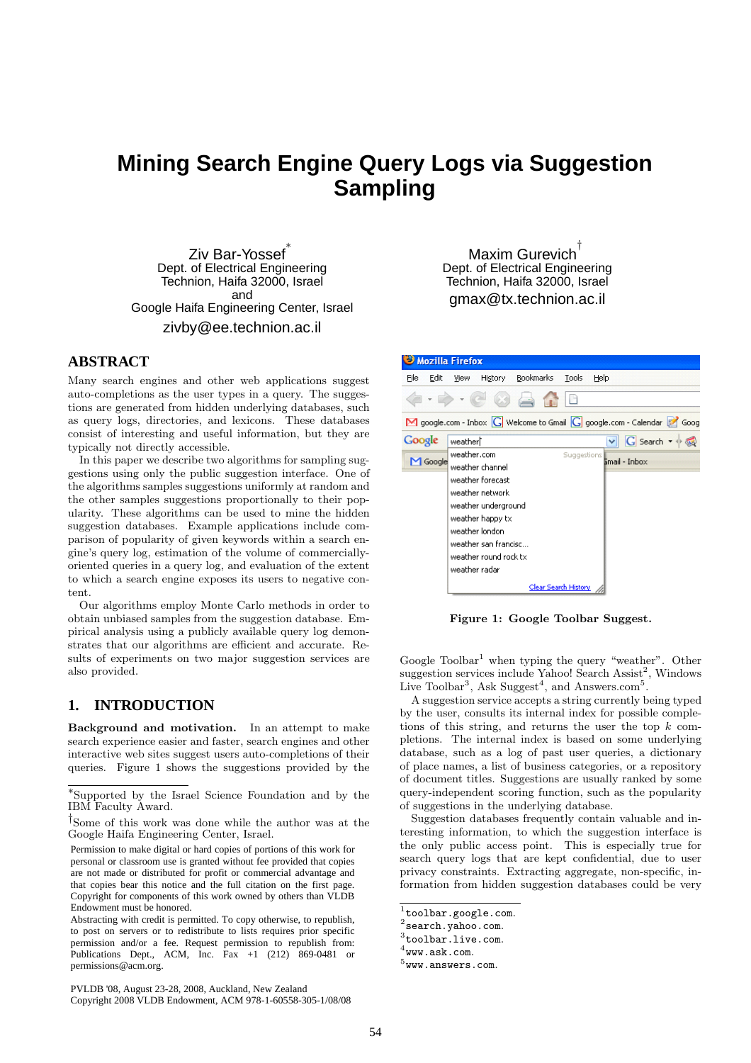# Mining Search Engine Query Logs via Suggestion Sampling

Ziv Bar-Yossef*
Dept. of Electrical Engineering
Technion, Haifa 32000, Israel
and
Google Haifa Engineering Center, Israel
zivby@ee.technion.ac.il

Maxim Gurevich†
Dept. of Electrical Engineering
Technion, Haifa 32000, Israel
gmax@tx.technion.ac.il

## ABSTRACT

Many search engines and other web applications suggest auto-completions as the user types in a query. The suggestions are generated from hidden underlying databases, such as query logs, directories, and lexicons. These databases consist of interesting and useful information, but they are typically not directly accessible.

In this paper we describe two algorithms for sampling suggestions using only the public suggestion interface. One of the algorithms samples suggestions uniformly at random and the other samples suggestions proportionally to their popularity. These algorithms can be used to mine the hidden suggestion databases. Example applications include comparison of popularity of given keywords within a search engine's query log, estimation of the volume of commercially-oriented queries in a query log, and evaluation of the extent to which a search engine exposes its users to negative content.

Our algorithms employ Monte Carlo methods in order to obtain unbiased samples from the suggestion database. Empirical analysis using a publicly available query log demonstrates that our algorithms are efficient and accurate. Results of experiments on two major suggestion services are also provided.

## 1. INTRODUCTION

**Background and motivation.** In an attempt to make search experience easier and faster, search engines and other interactive web sites suggest users auto-completions of their queries. Figure 1 shows the suggestions provided by the Google Toolbar[1] when typing the query "weather". Other suggestion services include Yahoo! Search Assist[2], Windows Live Toolbar[3], Ask Suggest[4], and Answers.com[5].

Figure 1: Google Toolbar Suggest.

A suggestion service accepts a string currently being typed by the user, consults its internal index for possible completions of this string, and returns the user the top $k$ completions. The internal index is based on some underlying database, such as a log of past user queries, a dictionary of place names, a list of business categories, or a repository of document titles. Suggestions are usually ranked by some query-independent scoring function, such as the popularity of suggestions in the underlying database.

Suggestion databases frequently contain valuable and interesting information, to which the suggestion interface is the only public access point. This is especially true for search query logs that are kept confidential, due to user privacy constraints. Extracting aggregate, non-specific, information from hidden suggestion databases could be very

---

*Supported by the Israel Science Foundation and by the IBM Faculty Award.

†Some of this work was done while the author was at the Google Haifa Engineering Center, Israel.

Permission to make digital or hard copies of portions of this work for personal or classroom use is granted without fee provided that copies are not made or distributed for profit or commercial advantage and that copies bear this notice and the full citation on the first page. Copyright for components of this work owned by others than VLDB Endowment must be honored.
Abstracting with credit is permitted. To copy otherwise, to republish, to post on servers or to redistribute to lists requires prior specific permission and/or a fee. Request permission to republish from: Publications Dept., ACM, Inc. Fax +1 (212) 869-0481 or permissions@acm.org.

PVLDB '08, August 23-28, 2008, Auckland, New Zealand
Copyright 2008 VLDB Endowment, ACM 978-1-60558-305-1/08/08

[1] toolbar.google.com.
[2] search.yahoo.com.
[3] toolbar.live.com.
[4] www.ask.com.
[5] www.answers.com.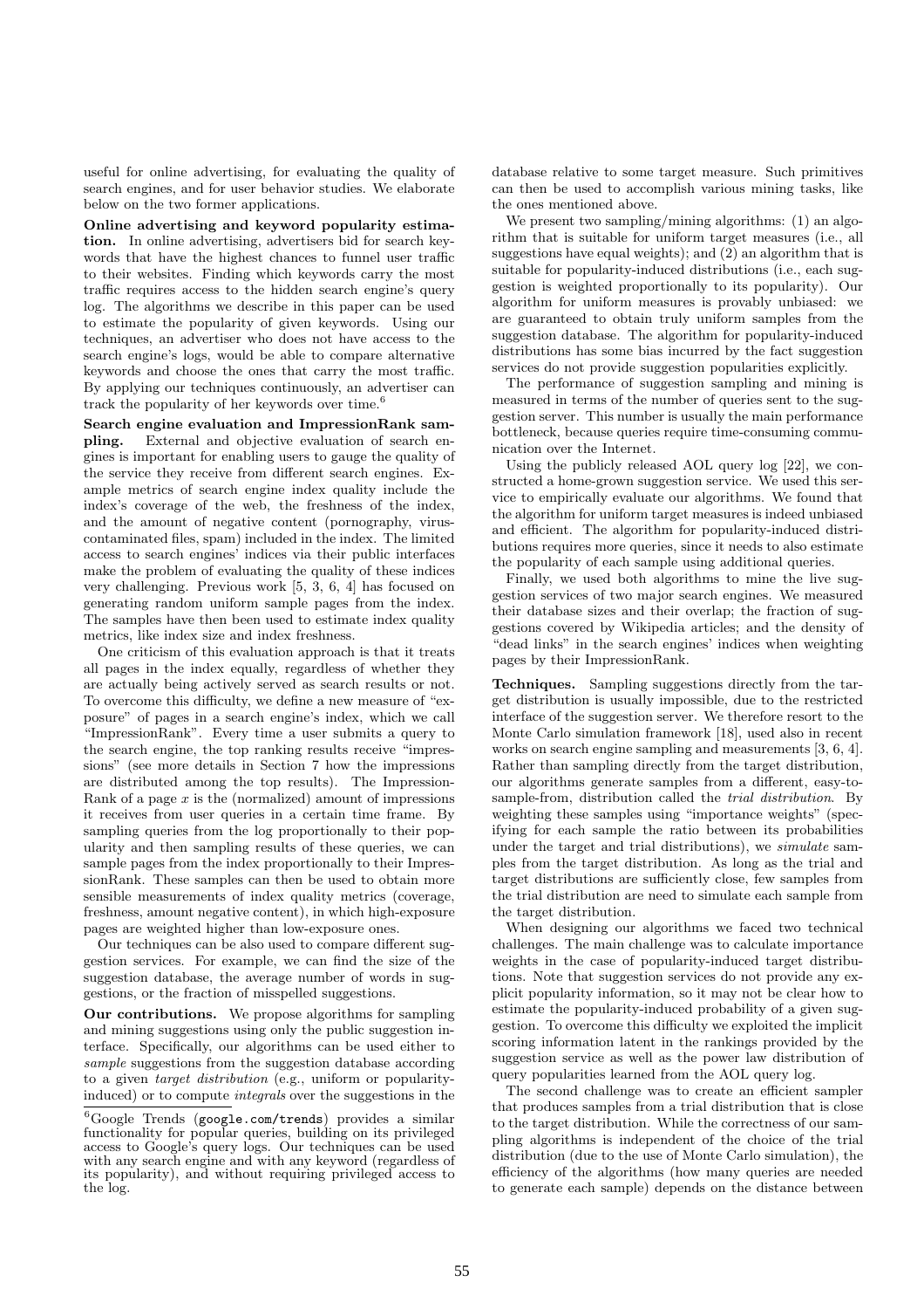useful for online advertising, for evaluating the quality of search engines, and for user behavior studies. We elaborate below on the two former applications.

**Online advertising and keyword popularity estimation.** In online advertising, advertisers bid for search keywords that have the highest chances to funnel user traffic to their websites. Finding which keywords carry the most traffic requires access to the hidden search engine's query log. The algorithms we describe in this paper can be used to estimate the popularity of given keywords. Using our techniques, an advertiser who does not have access to the search engine's logs, would be able to compare alternative keywords and choose the ones that carry the most traffic. By applying our techniques continuously, an advertiser can track the popularity of her keywords over time.[6]

**Search engine evaluation and ImpressionRank sampling.** External and objective evaluation of search engines is important for enabling users to gauge the quality of the service they receive from different search engines. Example metrics of search engine index quality include the index's coverage of the web, the freshness of the index, and the amount of negative content (pornography, virus-contaminated files, spam) included in the index. The limited access to search engines' indices via their public interfaces make the problem of evaluating the quality of these indices very challenging. Previous work [5, 3, 6, 4] has focused on generating random uniform sample pages from the index. The samples have then been used to estimate index quality metrics, like index size and index freshness.

One criticism of this evaluation approach is that it treats all pages in the index equally, regardless of whether they are actually being actively served as search results or not. To overcome this difficulty, we define a new measure of "exposure" of pages in a search engine's index, which we call "ImpressionRank". Every time a user submits a query to the search engine, the top ranking results receive "impressions" (see more details in Section 7 how the impressions are distributed among the top results). The ImpressionRank of a page $x$ is the (normalized) amount of impressions it receives from user queries in a certain time frame. By sampling queries from the log proportionally to their popularity and then sampling results of these queries, we can sample pages from the index proportionally to their ImpressionRank. These samples can then be used to obtain more sensible measurements of index quality metrics (coverage, freshness, amount negative content), in which high-exposure pages are weighted higher than low-exposure ones.

Our techniques can be also used to compare different suggestion services. For example, we can find the size of the suggestion database, the average number of words in suggestions, or the fraction of misspelled suggestions.

**Our contributions.** We propose algorithms for sampling and mining suggestions using only the public suggestion interface. Specifically, our algorithms can be used either to *sample* suggestions from the suggestion database according to a given *target distribution* (e.g., uniform or popularity-induced) or to compute *integrals* over the suggestions in the database relative to some target measure. Such primitives can then be used to accomplish various mining tasks, like the ones mentioned above.

We present two sampling/mining algorithms: (1) an algorithm that is suitable for uniform target measures (i.e., all suggestions have equal weights); and (2) an algorithm that is suitable for popularity-induced distributions (i.e., each suggestion is weighted proportionally to its popularity). Our algorithm for uniform measures is provably unbiased: we are guaranteed to obtain truly uniform samples from the suggestion database. The algorithm for popularity-induced distributions has some bias incurred by the fact suggestion services do not provide suggestion popularities explicitly.

The performance of suggestion sampling and mining is measured in terms of the number of queries sent to the suggestion server. This number is usually the main performance bottleneck, because queries require time-consuming communication over the Internet.

Using the publicly released AOL query log [22], we constructed a home-grown suggestion service. We used this service to empirically evaluate our algorithms. We found that the algorithm for uniform target measures is indeed unbiased and efficient. The algorithm for popularity-induced distributions requires more queries, since it needs to also estimate the popularity of each sample using additional queries.

Finally, we used both algorithms to mine the live suggestion services of two major search engines. We measured their database sizes and their overlap; the fraction of suggestions covered by Wikipedia articles; and the density of "dead links" in the search engines' indices when weighting pages by their ImpressionRank.

**Techniques.** Sampling suggestions directly from the target distribution is usually impossible, due to the restricted interface of the suggestion server. We therefore resort to the Monte Carlo simulation framework [18], used also in recent works on search engine sampling and measurements [3, 6, 4]. Rather than sampling directly from the target distribution, our algorithms generate samples from a different, easy-to-sample-from, distribution called the *trial distribution*. By weighting these samples using "importance weights" (specifying for each sample the ratio between its probabilities under the target and trial distributions), we *simulate* samples from the target distribution. As long as the trial and target distributions are sufficiently close, few samples from the trial distribution are need to simulate each sample from the target distribution.

When designing our algorithms we faced two technical challenges. The main challenge was to calculate importance weights in the case of popularity-induced target distributions. Note that suggestion services do not provide any explicit popularity information, so it may not be clear how to estimate the popularity-induced probability of a given suggestion. To overcome this difficulty we exploited the implicit scoring information latent in the rankings provided by the suggestion service as well as the power law distribution of query popularities learned from the AOL query log.

The second challenge was to create an efficient sampler that produces samples from a trial distribution that is close to the target distribution. While the correctness of our sampling algorithms is independent of the choice of the trial distribution (due to the use of Monte Carlo simulation), the efficiency of the algorithms (how many queries are needed to generate each sample) depends on the distance between

[6] Google Trends (`google.com/trends`) provides a similar functionality for popular queries, building on its privileged access to Google's query logs. Our techniques can be used with any search engine and with any keyword (regardless of its popularity), and without requiring privileged access to the log.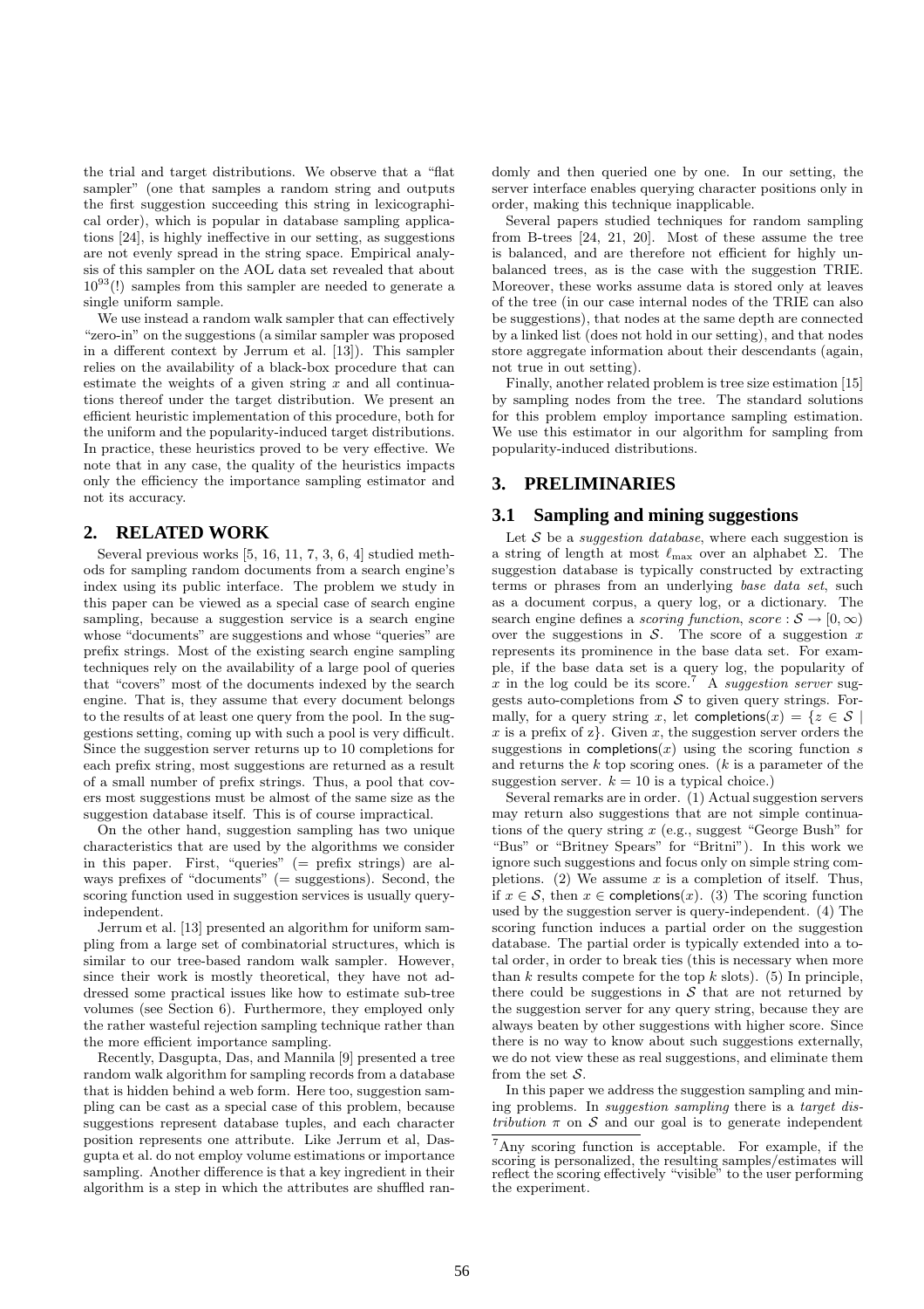the trial and target distributions. We observe that a "flat sampler" (one that samples a random string and outputs the first suggestion succeeding this string in lexicographical order), which is popular in database sampling applications [24], is highly ineffective in our setting, as suggestions are not evenly spread in the string space. Empirical analysis of this sampler on the AOL data set revealed that about $10^{93}$(!) samples from this sampler are needed to generate a single uniform sample.

We use instead a random walk sampler that can effectively "zero-in" on the suggestions (a similar sampler was proposed in a different context by Jerrum et al. [13]). This sampler relies on the availability of a black-box procedure that can estimate the weights of a given string $x$ and all continuations thereof under the target distribution. We present an efficient heuristic implementation of this procedure, both for the uniform and the popularity-induced target distributions. In practice, these heuristics proved to be very effective. We note that in any case, the quality of the heuristics impacts only the efficiency the importance sampling estimator and not its accuracy.

## 2. RELATED WORK

Several previous works [5, 16, 11, 7, 3, 6, 4] studied methods for sampling random documents from a search engine's index using its public interface. The problem we study in this paper can be viewed as a special case of search engine sampling, because a suggestion service is a search engine whose "documents" are suggestions and whose "queries" are prefix strings. Most of the existing search engine sampling techniques rely on the availability of a large pool of queries that "covers" most of the documents indexed by the search engine. That is, they assume that every document belongs to the results of at least one query from the pool. In the suggestions setting, coming up with such a pool is very difficult. Since the suggestion server returns up to 10 completions for each prefix string, most suggestions are returned as a result of a small number of prefix strings. Thus, a pool that covers most suggestions must be almost of the same size as the suggestion database itself. This is of course impractical.

On the other hand, suggestion sampling has two unique characteristics that are used by the algorithms we consider in this paper. First, "queries" (= prefix strings) are always prefixes of "documents" (= suggestions). Second, the scoring function used in suggestion services is usually query-independent.

Jerrum et al. [13] presented an algorithm for uniform sampling from a large set of combinatorial structures, which is similar to our tree-based random walk sampler. However, since their work is mostly theoretical, they have not addressed some practical issues like how to estimate sub-tree volumes (see Section 6). Furthermore, they employed only the rather wasteful rejection sampling technique rather than the more efficient importance sampling.

Recently, Dasgupta, Das, and Mannila [9] presented a tree random walk algorithm for sampling records from a database that is hidden behind a web form. Here too, suggestion sampling can be cast as a special case of this problem, because suggestions represent database tuples, and each character position represents one attribute. Like Jerrum et al, Dasgupta et al. do not employ volume estimations or importance sampling. Another difference is that a key ingredient in their algorithm is a step in which the attributes are shuffled randomly and then queried one by one. In our setting, the server interface enables querying character positions only in order, making this technique inapplicable.

Several papers studied techniques for random sampling from B-trees [24, 21, 20]. Most of these assume the tree is balanced, and are therefore not efficient for highly unbalanced trees, as is the case with the suggestion TRIE. Moreover, these works assume data is stored only at leaves of the tree (in our case internal nodes of the TRIE can also be suggestions), that nodes at the same depth are connected by a linked list (does not hold in our setting), and that nodes store aggregate information about their descendants (again, not true in out setting).

Finally, another related problem is tree size estimation [15] by sampling nodes from the tree. The standard solutions for this problem employ importance sampling estimation. We use this estimator in our algorithm for sampling from popularity-induced distributions.

## 3. PRELIMINARIES

### 3.1 Sampling and mining suggestions

Let $\mathcal{S}$ be a *suggestion database*, where each suggestion is a string of length at most $\ell_{\max}$ over an alphabet $\Sigma$. The suggestion database is typically constructed by extracting terms or phrases from an underlying *base data set*, such as a document corpus, a query log, or a dictionary. The search engine defines a *scoring function*, $score : \mathcal{S} \to [0, \infty)$ over the suggestions in $\mathcal{S}$. The score of a suggestion $x$ represents its prominence in the base data set. For example, if the base data set is a query log, the popularity of $x$ in the log could be its score.[7] A *suggestion server* suggests auto-completions from $\mathcal{S}$ to given query strings. Formally, for a query string $x$, let $\mathsf{completions}(x) = \{z \in \mathcal{S} \mid x \text{ is a prefix of z}\}$. Given $x$, the suggestion server orders the suggestions in $\mathsf{completions}(x)$ using the scoring function $s$ and returns the $k$ top scoring ones. ($k$ is a parameter of the suggestion server. $k = 10$ is a typical choice.)

Several remarks are in order. (1) Actual suggestion servers may return also suggestions that are not simple continuations of the query string $x$ (e.g., suggest "George Bush" for "Bus" or "Britney Spears" for "Britni"). In this work we ignore such suggestions and focus only on simple string completions. (2) We assume $x$ is a completion of itself. Thus, if $x \in \mathcal{S}$, then $x \in \mathsf{completions}(x)$. (3) The scoring function used by the suggestion server is query-independent. (4) The scoring function induces a partial order on the suggestion database. The partial order is typically extended into a total order, in order to break ties (this is necessary when more than $k$ results compete for the top $k$ slots). (5) In principle, there could be suggestions in $\mathcal{S}$ that are not returned by the suggestion server for any query string, because they are always beaten by other suggestions with higher score. Since there is no way to know about such suggestions externally, we do not view these as real suggestions, and eliminate them from the set $\mathcal{S}$.

In this paper we address the suggestion sampling and mining problems. In *suggestion sampling* there is a *target distribution* $\pi$ on $\mathcal{S}$ and our goal is to generate independent

[7] Any scoring function is acceptable. For example, if the scoring is personalized, the resulting samples/estimates will reflect the scoring effectively "visible" to the user performing the experiment.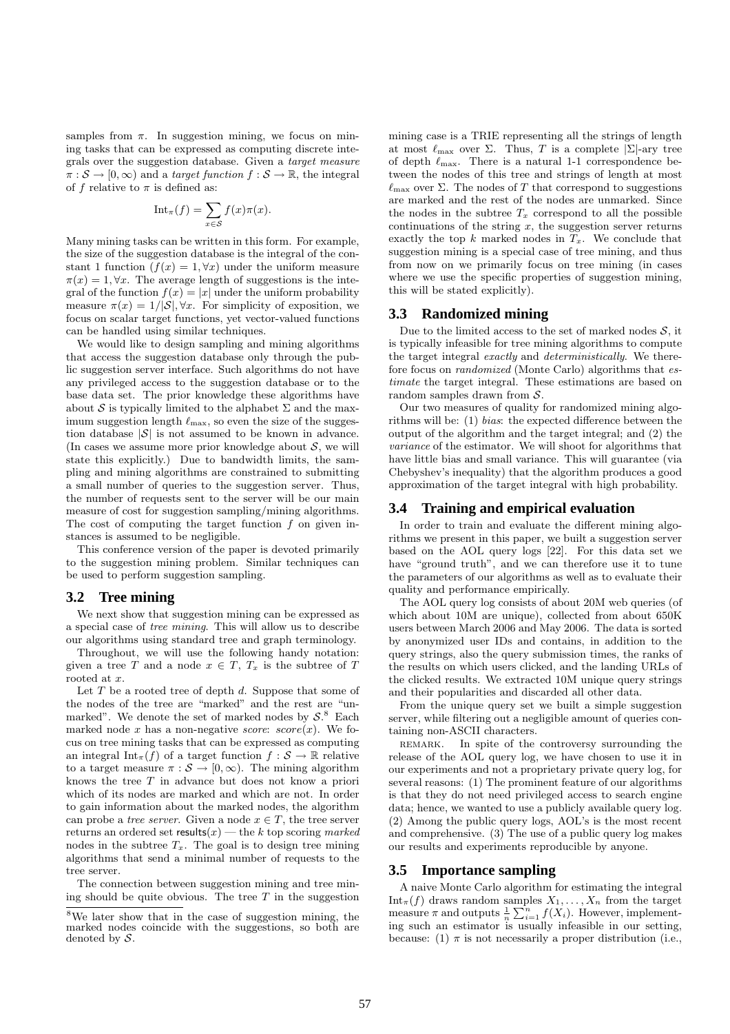samples from $\pi$. In suggestion mining, we focus on mining tasks that can be expressed as computing discrete integrals over the suggestion database. Given a *target measure* $\pi : \mathcal{S} \to [0, \infty)$ and a *target function* $f : \mathcal{S} \to \mathbb{R}$, the integral of $f$ relative to $\pi$ is defined as:

$$\mathrm{Int}_\pi(f) = \sum_{x \in \mathcal{S}} f(x)\pi(x).$$

Many mining tasks can be written in this form. For example, the size of the suggestion database is the integral of the constant 1 function ($f(x) = 1, \forall x$) under the uniform measure $\pi(x) = 1, \forall x$. The average length of suggestions is the integral of the function $f(x) = |x|$ under the uniform probability measure $\pi(x) = 1/|\mathcal{S}|, \forall x$. For simplicity of exposition, we focus on scalar target functions, yet vector-valued functions can be handled using similar techniques.

We would like to design sampling and mining algorithms that access the suggestion database only through the public suggestion server interface. Such algorithms do not have any privileged access to the suggestion database or to the base data set. The prior knowledge these algorithms have about $\mathcal{S}$ is typically limited to the alphabet $\Sigma$ and the maximum suggestion length $\ell_{\max}$, so even the size of the suggestion database $|\mathcal{S}|$ is not assumed to be known in advance. (In cases we assume more prior knowledge about $\mathcal{S}$, we will state this explicitly.) Due to bandwidth limits, the sampling and mining algorithms are constrained to submitting a small number of queries to the suggestion server. Thus, the number of requests sent to the server will be our main measure of cost for suggestion sampling/mining algorithms. The cost of computing the target function $f$ on given instances is assumed to be negligible.

This conference version of the paper is devoted primarily to the suggestion mining problem. Similar techniques can be used to perform suggestion sampling.

## 3.2 Tree mining

We next show that suggestion mining can be expressed as a special case of *tree mining*. This will allow us to describe our algorithms using standard tree and graph terminology.

Throughout, we will use the following handy notation: given a tree $T$ and a node $x \in T$, $T_x$ is the subtree of $T$ rooted at $x$.

Let $T$ be a rooted tree of depth $d$. Suppose that some of the nodes of the tree are "marked" and the rest are "unmarked". We denote the set of marked nodes by $\mathcal{S}$.[8] Each marked node $x$ has a non-negative *score*: *score*$(x)$. We focus on tree mining tasks that can be expressed as computing an integral $\mathrm{Int}_\pi(f)$ of a target function $f : \mathcal{S} \to \mathbb{R}$ relative to a target measure $\pi : \mathcal{S} \to [0, \infty)$. The mining algorithm knows the tree $T$ in advance but does not know a priori which of its nodes are marked and which are not. In order to gain information about the marked nodes, the algorithm can probe a *tree server*. Given a node $x \in T$, the tree server returns an ordered set $\mathsf{results}(x)$ — the $k$ top scoring *marked* nodes in the subtree $T_x$. The goal is to design tree mining algorithms that send a minimal number of requests to the tree server.

The connection between suggestion mining and tree mining should be quite obvious. The tree $T$ in the suggestion mining case is a TRIE representing all the strings of length at most $\ell_{\max}$ over $\Sigma$. Thus, $T$ is a complete $|\Sigma|$-ary tree of depth $\ell_{\max}$. There is a natural 1-1 correspondence between the nodes of this tree and strings of length at most $\ell_{\max}$ over $\Sigma$. The nodes of $T$ that correspond to suggestions are marked and the rest of the nodes are unmarked. Since the nodes in the subtree $T_x$ correspond to all the possible continuations of the string $x$, the suggestion server returns exactly the top $k$ marked nodes in $T_x$. We conclude that suggestion mining is a special case of tree mining, and thus from now on we primarily focus on tree mining (in cases where we use the specific properties of suggestion mining, this will be stated explicitly).

## 3.3 Randomized mining

Due to the limited access to the set of marked nodes $\mathcal{S}$, it is typically infeasible for tree mining algorithms to compute the target integral *exactly* and *deterministically*. We therefore focus on *randomized* (Monte Carlo) algorithms that *estimate* the target integral. These estimations are based on random samples drawn from $\mathcal{S}$.

Our two measures of quality for randomized mining algorithms will be: (1) *bias*: the expected difference between the output of the algorithm and the target integral; and (2) the *variance* of the estimator. We will shoot for algorithms that have little bias and small variance. This will guarantee (via Chebyshev's inequality) that the algorithm produces a good approximation of the target integral with high probability.

## 3.4 Training and empirical evaluation

In order to train and evaluate the different mining algorithms we present in this paper, we built a suggestion server based on the AOL query logs [22]. For this data set we have "ground truth", and we can therefore use it to tune the parameters of our algorithms as well as to evaluate their quality and performance empirically.

The AOL query log consists of about 20M web queries (of which about 10M are unique), collected from about 650K users between March 2006 and May 2006. The data is sorted by anonymized user IDs and contains, in addition to the query strings, also the query submission times, the ranks of the results on which users clicked, and the landing URLs of the clicked results. We extracted 10M unique query strings and their popularities and discarded all other data.

From the unique query set we built a simple suggestion server, while filtering out a negligible amount of queries containing non-ASCII characters.

REMARK. In spite of the controversy surrounding the release of the AOL query log, we have chosen to use it in our experiments and not a proprietary private query log, for several reasons: (1) The prominent feature of our algorithms is that they do not need privileged access to search engine data; hence, we wanted to use a publicly available query log. (2) Among the public query logs, AOL's is the most recent and comprehensive. (3) The use of a public query log makes our results and experiments reproducible by anyone.

## 3.5 Importance sampling

A naive Monte Carlo algorithm for estimating the integral $\mathrm{Int}_\pi(f)$ draws random samples $X_1, \ldots, X_n$ from the target measure $\pi$ and outputs $\frac{1}{n}\sum_{i=1}^{n} f(X_i)$. However, implementing such an estimator is usually infeasible in our setting, because: (1) $\pi$ is not necessarily a proper distribution (i.e.,

[8] We later show that in the case of suggestion mining, the marked nodes coincide with the suggestions, so both are denoted by $\mathcal{S}$.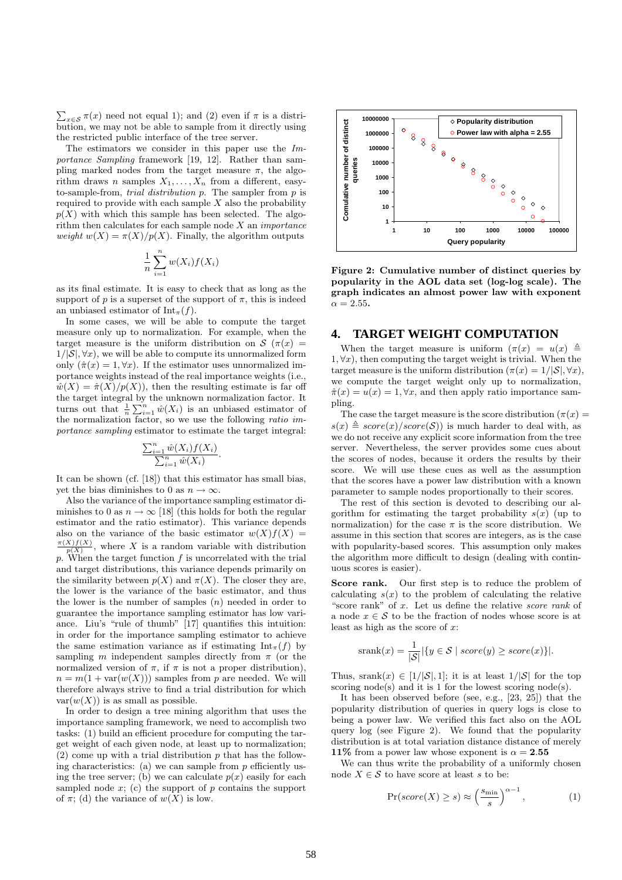$\sum_{x \in \mathcal{S}} \pi(x)$ need not equal 1); and (2) even if $\pi$ is a distribution, we may not be able to sample from it directly using the restricted public interface of the tree server.

The estimators we consider in this paper use the *Importance Sampling* framework [19, 12]. Rather than sampling marked nodes from the target measure $\pi$, the algorithm draws $n$ samples $X_1, \ldots, X_n$ from a different, easy-to-sample-from, *trial distribution* $p$. The sampler from $p$ is required to provide with each sample $X$ also the probability $p(X)$ with which this sample has been selected. The algorithm then calculates for each sample node $X$ an *importance weight* $w(X) = \pi(X)/p(X)$. Finally, the algorithm outputs

$$\frac{1}{n} \sum_{i=1}^{n} w(X_i) f(X_i)$$

as its final estimate. It is easy to check that as long as the support of $p$ is a superset of the support of $\pi$, this is indeed an unbiased estimator of $\text{Int}_\pi(f)$.

In some cases, we will be able to compute the target measure only up to normalization. For example, when the target measure is the uniform distribution on $\mathcal{S}$ ($\pi(x) = 1/|\mathcal{S}|, \forall x$), we will be able to compute its unnormalized form only ($\hat{\pi}(x) = 1, \forall x$). If the estimator uses unnormalized importance weights instead of the real importance weights (i.e., $\hat{w}(X) = \hat{\pi}(X)/p(X)$), then the resulting estimate is far off the target integral by the unknown normalization factor. It turns out that $\frac{1}{n} \sum_{i=1}^{n} \hat{w}(X_i)$ is an unbiased estimator of the normalization factor, so we use the following *ratio importance sampling* estimator to estimate the target integral:

$$\frac{\sum_{i=1}^{n} \hat{w}(X_i) f(X_i)}{\sum_{i=1}^{n} \hat{w}(X_i)}.$$

It can be shown (cf. [18]) that this estimator has small bias, yet the bias diminishes to 0 as $n \to \infty$.

Also the variance of the importance sampling estimator diminishes to 0 as $n \to \infty$ [18] (this holds for both the regular estimator and the ratio estimator). This variance depends also on the variance of the basic estimator $w(X)f(X) = \frac{\pi(X)f(X)}{p(X)}$, where $X$ is a random variable with distribution $p$. When the target function $f$ is uncorrelated with the trial and target distributions, this variance depends primarily on the similarity between $p(X)$ and $\pi(X)$. The closer they are, the lower is the variance of the basic estimator, and thus the lower is the number of samples ($n$) needed in order to guarantee the importance sampling estimator has low variance. Liu's "rule of thumb" [17] quantifies this intuition: in order for the importance sampling estimator to achieve the same estimation variance as if estimating $\text{Int}_\pi(f)$ by sampling $m$ independent samples directly from $\pi$ (or the normalized version of $\pi$, if $\pi$ is not a proper distribution), $n = m(1 + \text{var}(w(X)))$ samples from $p$ are needed. We will therefore always strive to find a trial distribution for which $\text{var}(w(X))$ is as small as possible.

In order to design a tree mining algorithm that uses the importance sampling framework, we need to accomplish two tasks: (1) build an efficient procedure for computing the target weight of each given node, at least up to normalization; (2) come up with a trial distribution $p$ that has the following characteristics: (a) we can sample from $p$ efficiently using the tree server; (b) we can calculate $p(x)$ easily for each sampled node $x$; (c) the support of $p$ contains the support of $\pi$; (d) the variance of $w(X)$ is low.

**Figure 2: Cumulative number of distinct queries by popularity in the AOL data set (log-log scale). The graph indicates an almost power law with exponent $\alpha = 2.55$.**

## 4. TARGET WEIGHT COMPUTATION

When the target measure is uniform ($\pi(x) = u(x) \triangleq 1, \forall x$), then computing the target weight is trivial. When the target measure is the uniform distribution ($\pi(x) = 1/|\mathcal{S}|, \forall x$), we compute the target weight only up to normalization, $\hat{\pi}(x) = u(x) = 1, \forall x$, and then apply ratio importance sampling.

The case the target measure is the score distribution ($\pi(x) = s(x) \triangleq score(x)/score(\mathcal{S})$) is much harder to deal with, as we do not receive any explicit score information from the tree server. Nevertheless, the server provides some cues about the scores of nodes, because it orders the results by their score. We will use these cues as well as the assumption that the scores have a power law distribution with a known parameter to sample nodes proportionally to their scores.

The rest of this section is devoted to describing our algorithm for estimating the target probability $s(x)$ (up to normalization) for the case $\pi$ is the score distribution. We assume in this section that scores are integers, as is the case with popularity-based scores. This assumption only makes the algorithm more difficult to design (dealing with continuous scores is easier).

**Score rank.** Our first step is to reduce the problem of calculating $s(x)$ to the problem of calculating the relative "score rank" of $x$. Let us define the relative *score rank* of a node $x \in \mathcal{S}$ to be the fraction of nodes whose score is at least as high as the score of $x$:

$$\text{srank}(x) = \frac{1}{|\mathcal{S}|} |\{y \in \mathcal{S} \mid score(y) \geq score(x)\}|.$$

Thus, $\text{srank}(x) \in [1/|\mathcal{S}|, 1]$; it is at least $1/|\mathcal{S}|$ for the top scoring node(s) and it is 1 for the lowest scoring node(s).

It has been observed before (see, e.g., [23, 25]) that the popularity distribution of queries in query logs is close to being a power law. We verified this fact also on the AOL query log (see Figure 2). We found that the popularity distribution is at total variation distance distance of merely **11%** from a power law whose exponent is $\alpha = \mathbf{2.55}$

We can thus write the probability of a uniformly chosen node $X \in \mathcal{S}$ to have score at least $s$ to be:

$$\Pr(score(X) \geq s) \approx \left(\frac{s_{\min}}{s}\right)^{\alpha - 1}, \tag{1}$$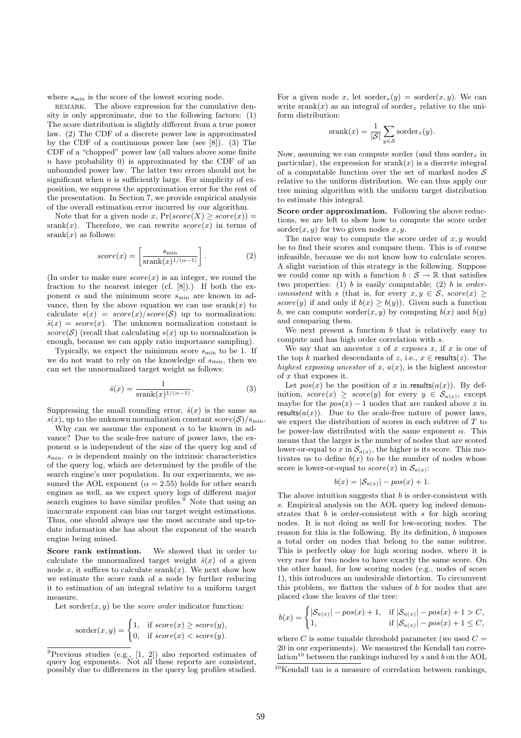where $s_{\min}$ is the score of the lowest scoring node.

REMARK. The above expression for the cumulative density is only approximate, due to the following factors: (1) The score distribution is slightly different from a true power law. (2) The CDF of a discrete power law is approximated by the CDF of a continuous power law (see [8]). (3) The CDF of a "chopped" power law (all values above some finite $n$ have probability 0) is approximated by the CDF of an unbounded power law. The latter two errors should not be significant when $n$ is sufficiently large. For simplicity of exposition, we suppress the approximation error for the rest of the presentation. In Section 7, we provide empirical analysis of the overall estimation error incurred by our algorithm.

Note that for a given node $x$, $\Pr(score(X) \geq score(x)) = \text{srank}(x)$. Therefore, we can rewrite $score(x)$ in terms of $\text{srank}(x)$ as follows:

$$score(x) = \left[ \frac{s_{\min}}{\text{srank}(x)^{1/(\alpha-1)}} \right]. \qquad (2)$$

(In order to make sure $score(x)$ is an integer, we round the fraction to the nearest integer (cf. [8]).) If both the exponent $\alpha$ and the minimum score $s_{\min}$ are known in advance, then by the above equation we can use $\text{srank}(x)$ to calculate $s(x) = score(x)/score(\mathcal{S})$ up to normalization: $\hat{s}(x) = score(x)$. The unknown normalization constant is $score(\mathcal{S})$ (recall that calculating $s(x)$ up to normalization is enough, because we can apply ratio importance sampling).

Typically, we expect the minimum score $s_{\min}$ to be 1. If we do not want to rely on the knowledge of $s_{\min}$, then we can set the unnormalized target weight as follows:

$$\hat{s}(x) = \frac{1}{\text{srank}(x)^{1/(\alpha-1)}}. \qquad (3)$$

Suppressing the small rounding error, $\hat{s}(x)$ is the same as $s(x)$, up to the unknown normalization constant $score(\mathcal{S})/s_{\min}$.

Why can we assume the exponent $\alpha$ to be known in advance? Due to the scale-free nature of power laws, the exponent $\alpha$ is independent of the size of the query log and of $s_{\min}$. $\alpha$ is dependent mainly on the intrinsic characteristics of the query log, which are determined by the profile of the search engine's user population. In our experiments, we assumed the AOL exponent ($\alpha = 2.55$) holds for other search engines as well, as we expect query logs of different major search engines to have similar profiles.[9] Note that using an inaccurate exponent can bias our target weight estimations. Thus, one should always use the most accurate and up-to-date information she has about the exponent of the search engine being mined.

**Score rank estimation.** We showed that in order to calculate the unnormalized target weight $\hat{s}(x)$ of a given node $x$, it suffices to calculate $\text{srank}(x)$. We next show how we estimate the score rank of a node by further reducing it to estimation of an integral relative to a uniform target measure.

Let $\text{sorder}(x, y)$ be the *score order* indicator function:

$$\text{sorder}(x, y) = \begin{cases} 1, & \text{if } score(x) \geq score(y), \\ 0, & \text{if } score(x) < score(y). \end{cases}$$

For a given node $x$, let $\text{sorder}_x(y) = \text{sorder}(x, y)$. We can write $\text{srank}(x)$ as an integral of $\text{sorder}_x$ relative to the uniform distribution:

$$\text{srank}(x) = \frac{1}{|\mathcal{S}|} \sum_{y \in \mathcal{S}} \text{sorder}_x(y).$$

Now, assuming we can compute sorder (and thus $\text{sorder}_x$ in particular), the expression for $\text{srank}(x)$ is a discrete integral of a computable function over the set of marked nodes $\mathcal{S}$ relative to the uniform distribution. We can thus apply our tree mining algorithm with the uniform target distribution to estimate this integral.

**Score order approximation.** Following the above reductions, we are left to show how to compute the score order $\text{sorder}(x, y)$ for two given nodes $x, y$.

The naive way to compute the score order of $x, y$ would be to find their scores and compare them. This is of course infeasible, because we do not know how to calculate scores. A slight variation of this strategy is the following. Suppose we could come up with a function $b : \mathcal{S} \to \mathbb{R}$ that satisfies two properties: (1) $b$ is easily computable; (2) $b$ is *order-consistent* with $s$ (that is, for every $x, y \in \mathcal{S}$, $score(x) \geq score(y)$ if and only if $b(x) \geq b(y)$). Given such a function $b$, we can compute $\text{sorder}(x, y)$ by computing $b(x)$ and $b(y)$ and comparing them.

We next present a function $b$ that is relatively easy to compute and has high order correlation with $s$.

We say that an ancestor $z$ of $x$ *exposes* $x$, if $x$ is one of the top $k$ marked descendants of $z$, i.e., $x \in \mathsf{results}(z)$. The *highest exposing ancestor* of $x$, $a(x)$, is the highest ancestor of $x$ that exposes it.

Let $pos(x)$ be the position of $x$ in $\mathsf{results}(a(x))$. By definition, $score(x) \geq score(y)$ for every $y \in \mathcal{S}_{a(x)}$, except maybe for the $pos(x) - 1$ nodes that are ranked above $x$ in $\mathsf{results}(a(x))$. Due to the scale-free nature of power laws, we expect the distribution of scores in each subtree of $T$ to be power-law distributed with the same exponent $\alpha$. This means that the larger is the number of nodes that are scored lower-or-equal to $x$ in $\mathcal{S}_{a(x)}$, the higher is its score. This motivates us to define $b(x)$ to be the number of nodes whose score is lower-or-equal to $score(x)$ in $\mathcal{S}_{a(x)}$:

$$b(x) = |\mathcal{S}_{a(x)}| - pos(x) + 1.$$

The above intuition suggests that $b$ is order-consistent with $s$. Empirical analysis on the AOL query log indeed demonstrates that $b$ is order-consistent with $s$ for high scoring nodes. It is not doing as well for low-scoring nodes. The reason for this is the following. By its definition, $b$ imposes a total order on nodes that belong to the same subtree. This is perfectly okay for high scoring nodes, where it is very rare for two nodes to have exactly the same score. On the other hand, for low scoring nodes (e.g., nodes of score 1), this introduces an undesirable distortion. To circumvent this problem, we flatten the values of $b$ for nodes that are placed close the leaves of the tree:

$$b(x) = \begin{cases} |\mathcal{S}_{a(x)}| - pos(x) + 1, & \text{if } |\mathcal{S}_{a(x)}| - pos(x) + 1 > C, \\ 1, & \text{if } |\mathcal{S}_{a(x)}| - pos(x) + 1 \leq C, \end{cases}$$

where $C$ is some tunable threshold parameter (we used $C = 20$ in our experiments). We measured the Kendall tau correlation[10] between the rankings induced by $s$ and $b$ on the AOL

[9]Previous studies (e.g., [1, 2]) also reported estimates of query log exponents. Not all these reports are consistent, possibly due to differences in the query log profiles studied.

[10]Kendall tau is a measure of correlation between rankings,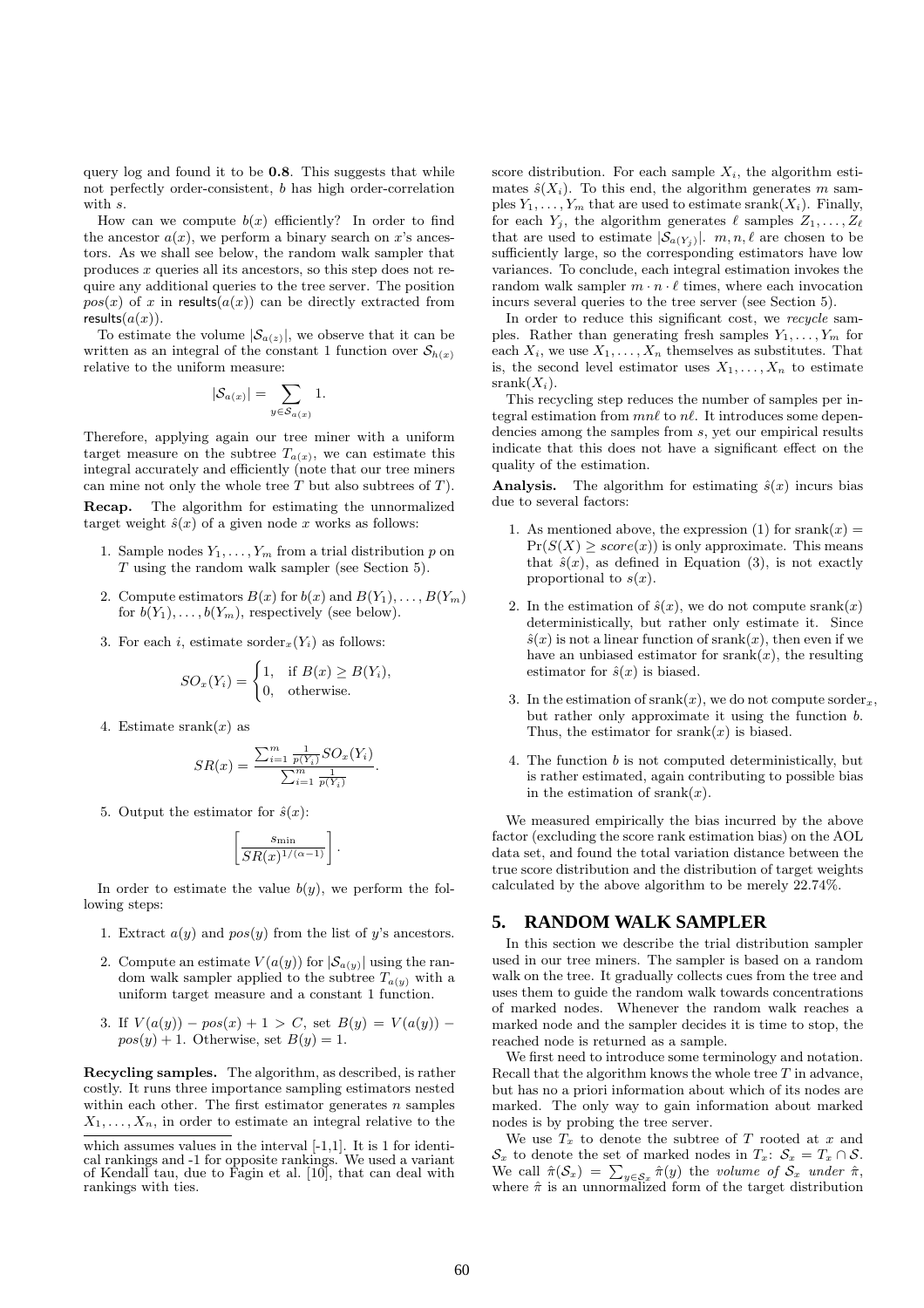query log and found it to be **0.8**. This suggests that while not perfectly order-consistent, $b$ has high order-correlation with $s$.

How can we compute $b(x)$ efficiently? In order to find the ancestor $a(x)$, we perform a binary search on $x$'s ancestors. As we shall see below, the random walk sampler that produces $x$ queries all its ancestors, so this step does not require any additional queries to the tree server. The position $pos(x)$ of $x$ in $\mathsf{results}(a(x))$ can be directly extracted from $\mathsf{results}(a(x))$.

To estimate the volume $|\mathcal{S}_{a(z)}|$, we observe that it can be written as an integral of the constant 1 function over $\mathcal{S}_{h(x)}$ relative to the uniform measure:

$$|\mathcal{S}_{a(x)}| = \sum_{y \in \mathcal{S}_{a(x)}} 1.$$

Therefore, applying again our tree miner with a uniform target measure on the subtree $T_{a(x)}$, we can estimate this integral accurately and efficiently (note that our tree miners can mine not only the whole tree $T$ but also subtrees of $T$).

**Recap.** The algorithm for estimating the unnormalized target weight $\hat{s}(x)$ of a given node $x$ works as follows:

1. Sample nodes $Y_1, \ldots, Y_m$ from a trial distribution $p$ on $T$ using the random walk sampler (see Section 5).
2. Compute estimators $B(x)$ for $b(x)$ and $B(Y_1), \ldots, B(Y_m)$ for $b(Y_1), \ldots, b(Y_m)$, respectively (see below).
3. For each $i$, estimate $\mathrm{sorder}_x(Y_i)$ as follows:
$$SO_x(Y_i) = \begin{cases} 1, & \text{if } B(x) \geq B(Y_i), \\ 0, & \text{otherwise.} \end{cases}$$
4. Estimate $\mathrm{srank}(x)$ as
$$SR(x) = \frac{\sum_{i=1}^{m} \frac{1}{p(Y_i)} SO_x(Y_i)}{\sum_{i=1}^{m} \frac{1}{p(Y_i)}}.$$
5. Output the estimator for $\hat{s}(x)$:
$$\left\lceil \frac{s_{\min}}{SR(x)^{1/(\alpha-1)}} \right\rceil.$$

In order to estimate the value $b(y)$, we perform the following steps:

1. Extract $a(y)$ and $pos(y)$ from the list of $y$'s ancestors.
2. Compute an estimate $V(a(y))$ for $|\mathcal{S}_{a(y)}|$ using the random walk sampler applied to the subtree $T_{a(y)}$ with a uniform target measure and a constant 1 function.
3. If $V(a(y)) - pos(x) + 1 > C$, set $B(y) = V(a(y)) - pos(y) + 1$. Otherwise, set $B(y) = 1$.

**Recycling samples.** The algorithm, as described, is rather costly. It runs three importance sampling estimators nested within each other. The first estimator generates $n$ samples $X_1, \ldots, X_n$, in order to estimate an integral relative to the score distribution. For each sample $X_i$, the algorithm estimates $\hat{s}(X_i)$. To this end, the algorithm generates $m$ samples $Y_1, \ldots, Y_m$ that are used to estimate $\mathrm{srank}(X_i)$. Finally, for each $Y_j$, the algorithm generates $\ell$ samples $Z_1, \ldots, Z_\ell$ that are used to estimate $|\mathcal{S}_{a(Y_j)}|$. $m, n, \ell$ are chosen to be sufficiently large, so the corresponding estimators have low variances. To conclude, each integral estimation invokes the random walk sampler $m \cdot n \cdot \ell$ times, where each invocation incurs several queries to the tree server (see Section 5).

In order to reduce this significant cost, we *recycle* samples. Rather than generating fresh samples $Y_1, \ldots, Y_m$ for each $X_i$, we use $X_1, \ldots, X_n$ themselves as substitutes. That is, the second level estimator uses $X_1, \ldots, X_n$ to estimate $\mathrm{srank}(X_i)$.

This recycling step reduces the number of samples per integral estimation from $mn\ell$ to $n\ell$. It introduces some dependencies among the samples from $s$, yet our empirical results indicate that this does not have a significant effect on the quality of the estimation.

**Analysis.** The algorithm for estimating $\hat{s}(x)$ incurs bias due to several factors:

1. As mentioned above, the expression (1) for $\mathrm{srank}(x) = \Pr(S(X) \geq \mathit{score}(x))$ is only approximate. This means that $\hat{s}(x)$, as defined in Equation (3), is not exactly proportional to $s(x)$.
2. In the estimation of $\hat{s}(x)$, we do not compute $\mathrm{srank}(x)$ deterministically, but rather only estimate it. Since $\hat{s}(x)$ is not a linear function of $\mathrm{srank}(x)$, then even if we have an unbiased estimator for $\mathrm{srank}(x)$, the resulting estimator for $\hat{s}(x)$ is biased.
3. In the estimation of $\mathrm{srank}(x)$, we do not compute $\mathrm{sorder}_x$, but rather only approximate it using the function $b$. Thus, the estimator for $\mathrm{srank}(x)$ is biased.
4. The function $b$ is not computed deterministically, but is rather estimated, again contributing to possible bias in the estimation of $\mathrm{srank}(x)$.

We measured empirically the bias incurred by the above factor (excluding the score rank estimation bias) on the AOL data set, and found the total variation distance between the true score distribution and the distribution of target weights calculated by the above algorithm to be merely 22.74%.

## 5. RANDOM WALK SAMPLER

In this section we describe the trial distribution sampler used in our tree miners. The sampler is based on a random walk on the tree. It gradually collects cues from the tree and uses them to guide the random walk towards concentrations of marked nodes. Whenever the random walk reaches a marked node and the sampler decides it is time to stop, the reached node is returned as a sample.

We first need to introduce some terminology and notation. Recall that the algorithm knows the whole tree $T$ in advance, but has no a priori information about which of its nodes are marked. The only way to gain information about marked nodes is by probing the tree server.

We use $T_x$ to denote the subtree of $T$ rooted at $x$ and $\mathcal{S}_x$ to denote the set of marked nodes in $T_x$: $\mathcal{S}_x = T_x \cap \mathcal{S}$. We call $\hat{\pi}(\mathcal{S}_x) = \sum_{y \in \mathcal{S}_x} \hat{\pi}(y)$ the *volume of $\mathcal{S}_x$ under $\hat{\pi}$*, where $\hat{\pi}$ is an unnormalized form of the target distribution

---

which assumes values in the interval [-1,1]. It is 1 for identical rankings and -1 for opposite rankings. We used a variant of Kendall tau, due to Fagin et al. [10], that can deal with rankings with ties.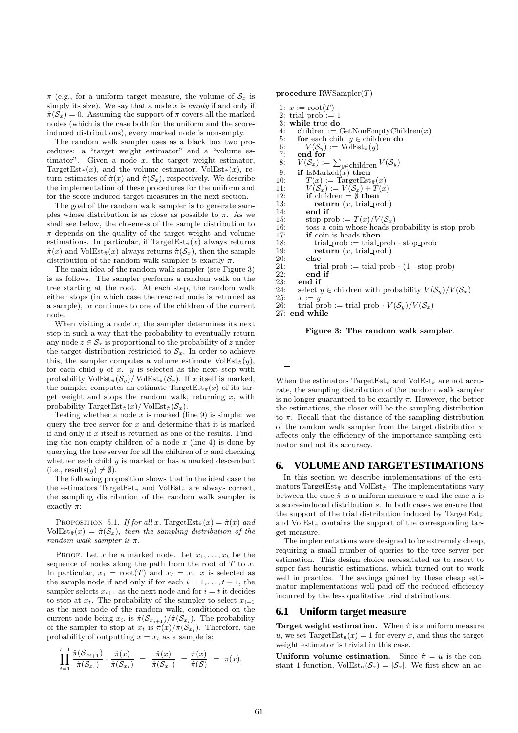$\pi$ (e.g., for a uniform target measure, the volume of $\mathcal{S}_x$ is simply its size). We say that a node $x$ is *empty* if and only if $\hat{\pi}(\mathcal{S}_x) = 0$. Assuming the support of $\pi$ covers all the marked nodes (which is the case both for the uniform and the score-induced distributions), every marked node is non-empty.

The random walk sampler uses as a black box two procedures: a "target weight estimator" and a "volume estimator". Given a node $x$, the target weight estimator, $\text{TargetEst}_{\hat{\pi}}(x)$, and the volume estimator, $\text{VolEst}_{\hat{\pi}}(x)$, return estimates of $\hat{\pi}(x)$ and $\hat{\pi}(\mathcal{S}_x)$, respectively. We describe the implementation of these procedures for the uniform and for the score-induced target measures in the next section.

The goal of the random walk sampler is to generate samples whose distribution is as close as possible to $\pi$. As we shall see below, the closeness of the sample distribution to $\pi$ depends on the quality of the target weight and volume estimations. In particular, if $\text{TargetEst}_{\hat{\pi}}(x)$ always returns $\hat{\pi}(x)$ and $\text{VolEst}_{\hat{\pi}}(x)$ always returns $\hat{\pi}(\mathcal{S}_x)$, then the sample distribution of the random walk sampler is exactly $\pi$.

The main idea of the random walk sampler (see Figure 3) is as follows. The sampler performs a random walk on the tree starting at the root. At each step, the random walk either stops (in which case the reached node is returned as a sample), or continues to one of the children of the current node.

When visiting a node $x$, the sampler determines its next step in such a way that the probability to eventually return any node $z \in \mathcal{S}_x$ is proportional to the probability of $z$ under the target distribution restricted to $\mathcal{S}_x$. In order to achieve this, the sampler computes a volume estimate $\text{VolEst}_{\hat{\pi}}(y)$, for each child $y$ of $x$. $y$ is selected as the next step with probability $\text{VolEst}_{\hat{\pi}}(\mathcal{S}_y)/\,\text{VolEst}_{\hat{\pi}}(\mathcal{S}_x)$. If $x$ itself is marked, the sampler computes an estimate $\text{TargetEst}_{\hat{\pi}}(x)$ of its target weight and stops the random walk, returning $x$, with probability $\text{TargetEst}_{\hat{\pi}}(x)/\,\text{VolEst}_{\hat{\pi}}(\mathcal{S}_x)$.

Testing whether a node $x$ is marked (line 9) is simple: we query the tree server for $x$ and determine that it is marked if and only if $x$ itself is returned as one of the results. Finding the non-empty children of a node $x$ (line 4) is done by querying the tree server for all the children of $x$ and checking whether each child $y$ is marked or has a marked descendant (i.e., $\text{results}(y) \neq \emptyset$).

The following proposition shows that in the ideal case the the estimators $\text{TargetEst}_{\hat{\pi}}$ and $\text{VolEst}_{\hat{\pi}}$ are always correct, the sampling distribution of the random walk sampler is exactly $\pi$:

PROPOSITION 5.1. *If for all $x$, $\text{TargetEst}_{\hat{\pi}}(x) = \hat{\pi}(x)$ and $\text{VolEst}_{\hat{\pi}}(x) = \hat{\pi}(\mathcal{S}_x)$, then the sampling distribution of the random walk sampler is $\pi$.*

PROOF. Let $x$ be a marked node. Let $x_1, \ldots, x_t$ be the sequence of nodes along the path from the root of $T$ to $x$. In particular, $x_1 = \text{root}(T)$ and $x_t = x$. $x$ is selected as the sample node if and only if for each $i = 1, \ldots, t-1$, the sampler selects $x_{i+1}$ as the next node and for $i = t$ it decides to stop at $x_t$. The probability of the sampler to select $x_{i+1}$ as the next node of the random walk, conditioned on the current node being $x_i$, is $\hat{\pi}(\mathcal{S}_{x_{i+1}})/\hat{\pi}(\mathcal{S}_{x_i})$. The probability of the sampler to stop at $x_t$ is $\hat{\pi}(x)/\hat{\pi}(\mathcal{S}_{x_t})$. Therefore, the probability of outputting $x = x_t$ as a sample is:

$$\prod_{i=1}^{t-1} \frac{\hat{\pi}(\mathcal{S}_{x_{i+1}})}{\hat{\pi}(\mathcal{S}_{x_i})} \cdot \frac{\hat{\pi}(x)}{\hat{\pi}(\mathcal{S}_{x_t})} = \frac{\hat{\pi}(x)}{\hat{\pi}(\mathcal{S}_{x_1})} = \frac{\hat{\pi}(x)}{\hat{\pi}(\mathcal{S})} = \pi(x).$$

□

```
procedure RWSampler(T)
 1: x := root(T)
 2: trial_prob := 1
 3: while true do
 4:    children := GetNonEmptyChildren(x)
 5:    for each child y ∈ children do
 6:       V(S_y) := VolEst_π̂(y)
 7:    end for
 8:    V(S_x) := Σ_{y∈children} V(S_y)
 9:    if IsMarked(x) then
10:       T(x) := TargetEst_π̂(x)
11:       V(S_x) := V(S_x) + T(x)
12:       if children = ∅ then
13:          return (x, trial_prob)
14:       end if
15:       stop_prob := T(x)/V(S_x)
16:       toss a coin whose heads probability is stop_prob
17:       if coin is heads then
18:          trial_prob := trial_prob · stop_prob
19:          return (x, trial_prob)
20:       else
21:          trial_prob := trial_prob · (1 - stop_prob)
22:       end if
23:    end if
24:    select y ∈ children with probability V(S_y)/V(S_x)
25:    x := y
26:    trial_prob := trial_prob · V(S_y)/V(S_x)
27: end while
```

**Figure 3: The random walk sampler.**

When the estimators $\text{TargetEst}_{\hat{\pi}}$ and $\text{VolEst}_{\hat{\pi}}$ are not accurate, the sampling distribution of the random walk sampler is no longer guaranteed to be exactly $\pi$. However, the better the estimations, the closer will be the sampling distribution to $\pi$. Recall that the distance of the sampling distribution of the random walk sampler from the target distribution $\pi$ affects only the efficiency of the importance sampling estimator and not its accuracy.

## 6. VOLUME AND TARGET ESTIMATIONS

In this section we describe implementations of the estimators $\text{TargetEst}_{\hat{\pi}}$ and $\text{VolEst}_{\hat{\pi}}$. The implementations vary between the case $\hat{\pi}$ is a uniform measure $u$ and the case $\pi$ is a score-induced distribution $s$. In both cases we ensure that the support of the trial distribution induced by $\text{TargetEst}_{\hat{\pi}}$ and $\text{VolEst}_{\hat{\pi}}$ contains the support of the corresponding target measure.

The implementations were designed to be extremely cheap, requiring a small number of queries to the tree server per estimation. This design choice necessitated us to resort to super-fast heuristic estimations, which turned out to work well in practice. The savings gained by these cheap estimator implementations well paid off the reduced efficiency incurred by the less qualitative trial distributions.

### 6.1 Uniform target measure

**Target weight estimation.** When $\hat{\pi}$ is a uniform measure $u$, we set $\text{TargetEst}_{u}(x) = 1$ for every $x$, and thus the target weight estimator is trivial in this case.

**Uniform volume estimation.** Since $\hat{\pi} = u$ is the constant 1 function, $\text{VolEst}_{u}(\mathcal{S}_x) = |\mathcal{S}_x|$. We first show an ac-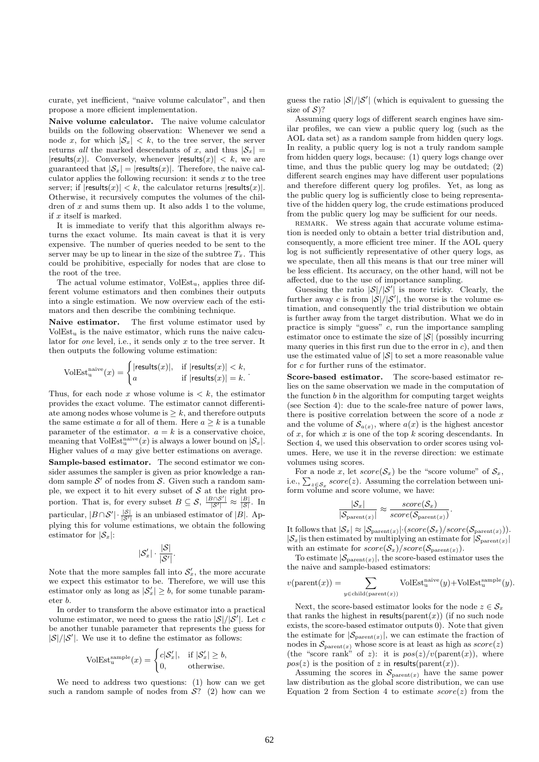curate, yet inefficient, "naive volume calculator", and then propose a more efficient implementation.

**Naive volume calculator.** The naive volume calculator builds on the following observation: Whenever we send a node $x$, for which $|\mathcal{S}_x| < k$, to the tree server, the server returns *all* the marked descendants of $x$, and thus $|\mathcal{S}_x| = |\mathsf{results}(x)|$. Conversely, whenever $|\mathsf{results}(x)| < k$, we are guaranteed that $|\mathcal{S}_x| = |\mathsf{results}(x)|$. Therefore, the naive calculator applies the following recursion: it sends $x$ to the tree server; if $|\mathsf{results}(x)| < k$, the calculator returns $|\mathsf{results}(x)|$. Otherwise, it recursively computes the volumes of the children of $x$ and sums them up. It also adds 1 to the volume, if $x$ itself is marked.

It is immediate to verify that this algorithm always returns the exact volume. Its main caveat is that it is very expensive. The number of queries needed to be sent to the server may be up to linear in the size of the subtree $T_x$. This could be prohibitive, especially for nodes that are close to the root of the tree.

The actual volume estimator, $\mathrm{VolEst_u}$, applies three different volume estimators and then combines their outputs into a single estimation. We now overview each of the estimators and then describe the combining technique.

**Naive estimator.** The first volume estimator used by $\mathrm{VolEst_u}$ is the naive estimator, which runs the naive calculator for *one* level, i.e., it sends only $x$ to the tree server. It then outputs the following volume estimation:

$$\mathrm{VolEst}_{\mathrm{u}}^{\mathrm{naive}}(x) = \begin{cases} |\mathsf{results}(x)|, & \text{if } |\mathsf{results}(x)| < k, \\ a & \text{if } |\mathsf{results}(x)| = k. \end{cases}.$$

Thus, for each node $x$ whose volume is $< k$, the estimator provides the exact volume. The estimator cannot differentiate among nodes whose volume is $\geq k$, and therefore outputs the same estimate $a$ for all of them. Here $a \geq k$ is a tunable parameter of the estimator. $a = k$ is a conservative choice, meaning that $\mathrm{VolEst}_{\mathrm{u}}^{\mathrm{naive}}(x)$ is always a lower bound on $|\mathcal{S}_x|$. Higher values of $a$ may give better estimations on average.

**Sample-based estimator.** The second estimator we consider assumes the sampler is given as prior knowledge a random sample $\mathcal{S}'$ of nodes from $\mathcal{S}$. Given such a random sample, we expect it to hit every subset of $\mathcal{S}$ at the right proportion. That is, for every subset $B \subseteq \mathcal{S}$, $\frac{|B \cap \mathcal{S}'|}{|\mathcal{S}'|} \approx \frac{|B|}{|\mathcal{S}|}$. In particular, $|B \cap \mathcal{S}'| \cdot \frac{|\mathcal{S}|}{|\mathcal{S}'|}$ is an unbiased estimator of $|B|$. Applying this for volume estimations, we obtain the following estimator for $|\mathcal{S}_x|$:

$$|\mathcal{S}'_x| \cdot \frac{|\mathcal{S}|}{|\mathcal{S}'|}.$$

Note that the more samples fall into $\mathcal{S}'_x$, the more accurate we expect this estimator to be. Therefore, we will use this estimator only as long as $|\mathcal{S}'_x| \geq b$, for some tunable parameter $b$.

In order to transform the above estimator into a practical volume estimator, we need to guess the ratio $|\mathcal{S}|/|\mathcal{S}'|$. Let $c$ be another tunable parameter that represents the guess for $|\mathcal{S}|/|\mathcal{S}'|$. We use it to define the estimator as follows:

$$\mathrm{VolEst}_{\mathrm{u}}^{\mathrm{sample}}(x) = \begin{cases} c|\mathcal{S}'_x|, & \text{if } |\mathcal{S}'_x| \geq b, \\ 0, & \text{otherwise.} \end{cases}$$

We need to address two questions: (1) how can we get such a random sample of nodes from $\mathcal{S}$? (2) how can we guess the ratio $|\mathcal{S}|/|\mathcal{S}'|$ (which is equivalent to guessing the size of $\mathcal{S}$)?

Assuming query logs of different search engines have similar profiles, we can view a public query log (such as the AOL data set) as a random sample from hidden query logs. In reality, a public query log is not a truly random sample from hidden query logs, because: (1) query logs change over time, and thus the public query log may be outdated; (2) different search engines may have different user populations and therefore different query log profiles. Yet, as long as the public query log is sufficiently close to being representative of the hidden query log, the crude estimations produced from the public query log may be sufficient for our needs.

REMARK. We stress again that accurate volume estimation is needed only to obtain a better trial distribution and, consequently, a more efficient tree miner. If the AOL query log is not sufficiently representative of other query logs, as we speculate, then all this means is that our tree miner will be less efficient. Its accuracy, on the other hand, will not be affected, due to the use of importance sampling.

Guessing the ratio $|\mathcal{S}|/|\mathcal{S}'|$ is more tricky. Clearly, the further away $c$ is from $|\mathcal{S}|/|\mathcal{S}'|$, the worse is the volume estimation, and consequently the trial distribution we obtain is further away from the target distribution. What we do in practice is simply "guess" $c$, run the importance sampling estimator once to estimate the size of $|\mathcal{S}|$ (possibly incurring many queries in this first run due to the error in $c$), and then use the estimated value of $|\mathcal{S}|$ to set a more reasonable value for $c$ for further runs of the estimator.

**Score-based estimator.** The score-based estimator relies on the same observation we made in the computation of the function $b$ in the algorithm for computing target weights (see Section 4): due to the scale-free nature of power laws, there is positive correlation between the score of a node $x$ and the volume of $\mathcal{S}_{a(x)}$, where $a(x)$ is the highest ancestor of $x$, for which $x$ is one of the top $k$ scoring descendants. In Section 4, we used this observation to order scores using volumes. Here, we use it in the reverse direction: we estimate volumes using scores.

For a node $x$, let $score(\mathcal{S}_x)$ be the "score volume" of $\mathcal{S}_x$, i.e., $\sum_{z \in \mathcal{S}_x} score(z)$. Assuming the correlation between uniform volume and score volume, we have:

$$\frac{|\mathcal{S}_x|}{|\mathcal{S}_{\mathrm{parent}(x)}|} \approx \frac{score(\mathcal{S}_x)}{score(\mathcal{S}_{\mathrm{parent}(x)})}.$$

It follows that $|\mathcal{S}_x| \approx |\mathcal{S}_{\mathrm{parent}(x)}| \cdot (score(\mathcal{S}_x)/score(\mathcal{S}_{\mathrm{parent}(x)}))$. $|\mathcal{S}_x|$ is then estimated by multiplying an estimate for $|\mathcal{S}_{\mathrm{parent}(x)}|$ with an estimate for $score(\mathcal{S}_x)/score(\mathcal{S}_{\mathrm{parent}(x)})$.

To estimate $|\mathcal{S}_{\mathrm{parent}(x)}|$, the score-based estimator uses the the naive and sample-based estimators:

$$v(\mathrm{parent}(x)) = \sum_{y \in \mathrm{child}(\mathrm{parent}(x))} \mathrm{VolEst}_{\mathrm{u}}^{\mathrm{naive}}(y) + \mathrm{VolEst}_{\mathrm{u}}^{\mathrm{sample}}(y).$$

Next, the score-based estimator looks for the node $z \in \mathcal{S}_x$ that ranks the highest in $\mathsf{results}(\mathrm{parent}(x))$ (if no such node exists, the score-based estimator outputs 0). Note that given the estimate for $|\mathcal{S}_{\mathrm{parent}(x)}|$, we can estimate the fraction of nodes in $\mathcal{S}_{\mathrm{parent}(x)}$ whose score is at least as high as $score(z)$ (the "score rank" of $z$): it is $pos(z)/v(\mathrm{parent}(x))$, where $pos(z)$ is the position of $z$ in $\mathsf{results}(\mathrm{parent}(x))$.

Assuming the scores in $\mathcal{S}_{\mathrm{parent}(x)}$ have the same power law distribution as the global score distribution, we can use Equation 2 from Section 4 to estimate $score(z)$ from the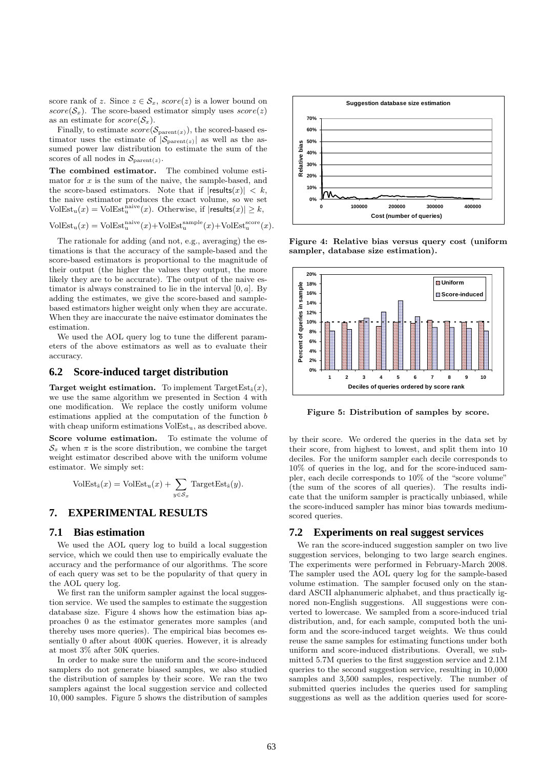score rank of $z$. Since $z \in \mathcal{S}_x$, $score(z)$ is a lower bound on $score(\mathcal{S}_x)$. The score-based estimator simply uses $score(z)$ as an estimate for $score(\mathcal{S}_x)$.

Finally, to estimate $score(\mathcal{S}_{\text{parent}(x)})$, the scored-based estimator uses the estimate of $|\mathcal{S}_{\text{parent}(z)}|$ as well as the assumed power law distribution to estimate the sum of the scores of all nodes in $\mathcal{S}_{\text{parent}(z)}$.

**The combined estimator.** The combined volume estimator for $x$ is the sum of the naive, the sample-based, and the score-based estimators. Note that if $|\text{results}(x)| < k$, the naive estimator produces the exact volume, so we set $\text{VolEst}_{\text{u}}(x) = \text{VolEst}_{\text{u}}^{\text{naive}}(x)$. Otherwise, if $|\text{results}(x)| \geq k$,

$$\text{VolEst}_{\text{u}}(x) = \text{VolEst}_{\text{u}}^{\text{naive}}(x) + \text{VolEst}_{\text{u}}^{\text{sample}}(x) + \text{VolEst}_{\text{u}}^{\text{score}}(x).$$

The rationale for adding (and not, e.g., averaging) the estimations is that the accuracy of the sample-based and the score-based estimators is proportional to the magnitude of their output (the higher the values they output, the more likely they are to be accurate). The output of the naive estimator is always constrained to lie in the interval $[0, a]$. By adding the estimates, we give the score-based and sample-based estimators higher weight only when they are accurate. When they are inaccurate the naive estimator dominates the estimation.

We used the AOL query log to tune the different parameters of the above estimators as well as to evaluate their accuracy.

## 6.2 Score-induced target distribution

**Target weight estimation.** To implement $\text{TargetEst}_{\hat{s}}(x)$, we use the same algorithm we presented in Section 4 with one modification. We replace the costly uniform volume estimations applied at the computation of the function $b$ with cheap uniform estimations $\text{VolEst}_{\text{u}}$, as described above.

**Score volume estimation.** To estimate the volume of $\mathcal{S}_x$ when $\pi$ is the score distribution, we combine the target weight estimator described above with the uniform volume estimator. We simply set:

$$\text{VolEst}_{\hat{s}}(x) = \text{VolEst}_{\text{u}}(x) + \sum_{y \in \mathcal{S}_x} \text{TargetEst}_{\hat{s}}(y).$$

# 7. EXPERIMENTAL RESULTS

## 7.1 Bias estimation

We used the AOL query log to build a local suggestion service, which we could then use to empirically evaluate the accuracy and the performance of our algorithms. The score of each query was set to be the popularity of that query in the AOL query log.

We first ran the uniform sampler against the local suggestion service. We used the samples to estimate the suggestion database size. Figure 4 shows how the estimation bias approaches 0 as the estimator generates more samples (and thereby uses more queries). The empirical bias becomes essentially 0 after about 400K queries. However, it is already at most 3% after 50K queries.

In order to make sure the uniform and the score-induced samplers do not generate biased samples, we also studied the distribution of samples by their score. We ran the two samplers against the local suggestion service and collected 10,000 samples. Figure 5 shows the distribution of samples by their score. We ordered the queries in the data set by their score, from highest to lowest, and split them into 10 deciles. For the uniform sampler each decile corresponds to 10% of queries in the log, and for the score-induced sampler, each decile corresponds to 10% of the "score volume" (the sum of the scores of all queries). The results indicate that the uniform sampler is practically unbiased, while the score-induced sampler has minor bias towards medium-scored queries.

**Figure 4: Relative bias versus query cost (uniform sampler, database size estimation).**

**Figure 5: Distribution of samples by score.**

## 7.2 Experiments on real suggest services

We ran the score-induced suggestion sampler on two live suggestion services, belonging to two large search engines. The experiments were performed in February-March 2008. The sampler used the AOL query log for the sample-based volume estimation. The sampler focused only on the standard ASCII alphanumeric alphabet, and thus practically ignored non-English suggestions. All suggestions were converted to lowercase. We sampled from a score-induced trial distribution, and, for each sample, computed both the uniform and the score-induced target weights. We thus could reuse the same samples for estimating functions under both uniform and score-induced distributions. Overall, we submitted 5.7M queries to the first suggestion service and 2.1M queries to the second suggestion service, resulting in 10,000 samples and 3,500 samples, respectively. The number of submitted queries includes the queries used for sampling suggestions as well as the addition queries used for score-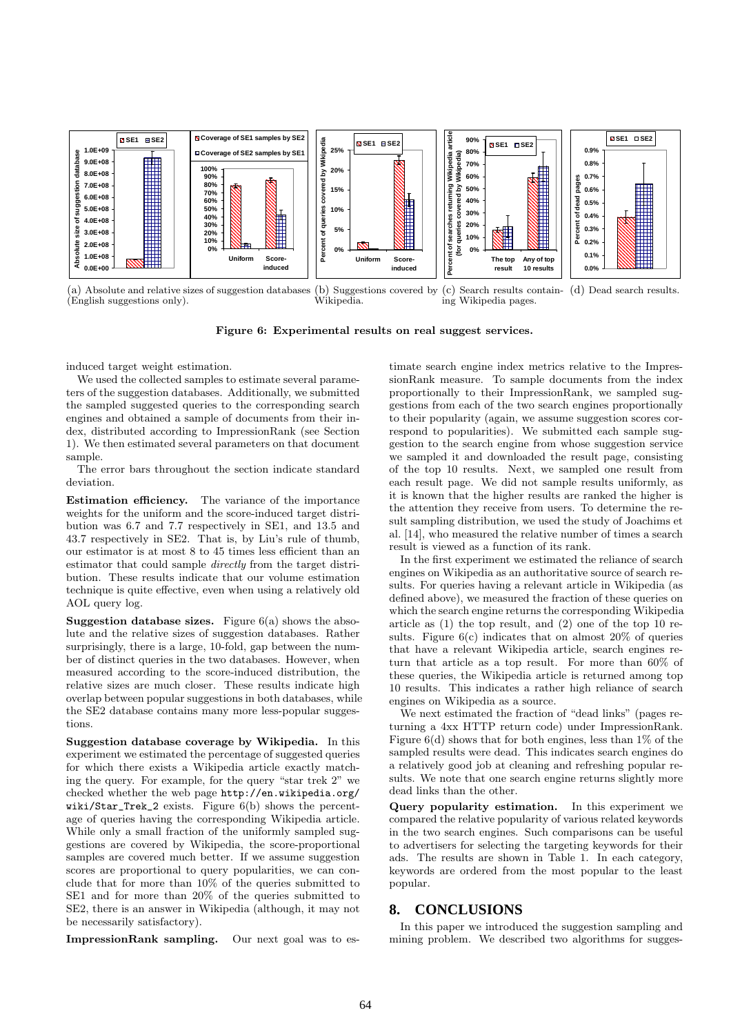(a) Absolute and relative sizes of suggestion databases (English suggestions only). (b) Suggestions covered by Wikipedia. (c) Search results containing Wikipedia pages. (d) Dead search results.

**Figure 6: Experimental results on real suggest services.**

induced target weight estimation.

We used the collected samples to estimate several parameters of the suggestion databases. Additionally, we submitted the sampled suggested queries to the corresponding search engines and obtained a sample of documents from their index, distributed according to ImpressionRank (see Section 1). We then estimated several parameters on that document sample.

The error bars throughout the section indicate standard deviation.

**Estimation efficiency.** The variance of the importance weights for the uniform and the score-induced target distribution was 6.7 and 7.7 respectively in SE1, and 13.5 and 43.7 respectively in SE2. That is, by Liu's rule of thumb, our estimator is at most 8 to 45 times less efficient than an estimator that could sample *directly* from the target distribution. These results indicate that our volume estimation technique is quite effective, even when using a relatively old AOL query log.

**Suggestion database sizes.** Figure 6(a) shows the absolute and the relative sizes of suggestion databases. Rather surprisingly, there is a large, 10-fold, gap between the number of distinct queries in the two databases. However, when measured according to the score-induced distribution, the relative sizes are much closer. These results indicate high overlap between popular suggestions in both databases, while the SE2 database contains many more less-popular suggestions.

**Suggestion database coverage by Wikipedia.** In this experiment we estimated the percentage of suggested queries for which there exists a Wikipedia article exactly matching the query. For example, for the query "star trek 2" we checked whether the web page `http://en.wikipedia.org/wiki/Star_Trek_2` exists. Figure 6(b) shows the percentage of queries having the corresponding Wikipedia article. While only a small fraction of the uniformly sampled suggestions are covered by Wikipedia, the score-proportional samples are covered much better. If we assume suggestion scores are proportional to query popularities, we can conclude that for more than 10% of the queries submitted to SE1 and for more than 20% of the queries submitted to SE2, there is an answer in Wikipedia (although, it may not be necessarily satisfactory).

**ImpressionRank sampling.** Our next goal was to estimate search engine index metrics relative to the ImpressionRank measure. To sample documents from the index proportionally to their ImpressionRank, we sampled suggestions from each of the two search engines proportionally to their popularity (again, we assume suggestion scores correspond to popularities). We submitted each sample suggestion to the search engine from whose suggestion service we sampled it and downloaded the result page, consisting of the top 10 results. Next, we sampled one result from each result page. We did not sample results uniformly, as it is known that the higher results are ranked the higher is the attention they receive from users. To determine the result sampling distribution, we used the study of Joachims et al. [14], who measured the relative number of times a search result is viewed as a function of its rank.

In the first experiment we estimated the reliance of search engines on Wikipedia as an authoritative source of search results. For queries having a relevant article in Wikipedia (as defined above), we measured the fraction of these queries on which the search engine returns the corresponding Wikipedia article as (1) the top result, and (2) one of the top 10 results. Figure 6(c) indicates that on almost 20% of queries that have a relevant Wikipedia article, search engines return that article as a top result. For more than 60% of these queries, the Wikipedia article is returned among top 10 results. This indicates a rather high reliance of search engines on Wikipedia as a source.

We next estimated the fraction of "dead links" (pages returning a 4xx HTTP return code) under ImpressionRank. Figure 6(d) shows that for both engines, less than 1% of the sampled results were dead. This indicates search engines do a relatively good job at cleaning and refreshing popular results. We note that one search engine returns slightly more dead links than the other.

**Query popularity estimation.** In this experiment we compared the relative popularity of various related keywords in the two search engines. Such comparisons can be useful to advertisers for selecting the targeting keywords for their ads. The results are shown in Table 1. In each category, keywords are ordered from the most popular to the least popular.

## 8. CONCLUSIONS

In this paper we introduced the suggestion sampling and mining problem. We described two algorithms for sugges-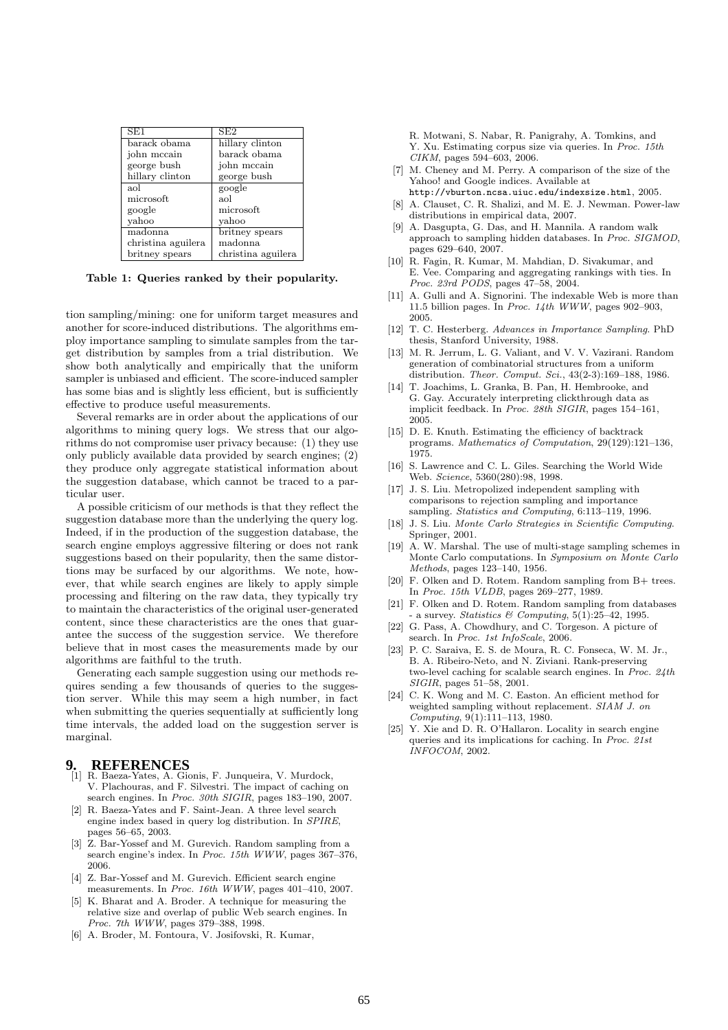| SE1 | SE2 |
|---|---|
| barack obama | hillary clinton |
| john mccain | barack obama |
| george bush | john mccain |
| hillary clinton | george bush |
| aol | google |
| microsoft | aol |
| google | microsoft |
| yahoo | yahoo |
| madonna | britney spears |
| christina aguilera | madonna |
| britney spears | christina aguilera |

**Table 1: Queries ranked by their popularity.**

tion sampling/mining: one for uniform target measures and another for score-induced distributions. The algorithms employ importance sampling to simulate samples from the target distribution by samples from a trial distribution. We show both analytically and empirically that the uniform sampler is unbiased and efficient. The score-induced sampler has some bias and is slightly less efficient, but is sufficiently effective to produce useful measurements.

Several remarks are in order about the applications of our algorithms to mining query logs. We stress that our algorithms do not compromise user privacy because: (1) they use only publicly available data provided by search engines; (2) they produce only aggregate statistical information about the suggestion database, which cannot be traced to a particular user.

A possible criticism of our methods is that they reflect the suggestion database more than the underlying the query log. Indeed, if in the production of the suggestion database, the search engine employs aggressive filtering or does not rank suggestions based on their popularity, then the same distortions may be surfaced by our algorithms. We note, however, that while search engines are likely to apply simple processing and filtering on the raw data, they typically try to maintain the characteristics of the original user-generated content, since these characteristics are the ones that guarantee the success of the suggestion service. We therefore believe that in most cases the measurements made by our algorithms are faithful to the truth.

Generating each sample suggestion using our methods requires sending a few thousands of queries to the suggestion server. While this may seem a high number, in fact when submitting the queries sequentially at sufficiently long time intervals, the added load on the suggestion server is marginal.

# 9. REFERENCES

[1] R. Baeza-Yates, A. Gionis, F. Junqueira, V. Murdock, V. Plachouras, and F. Silvestri. The impact of caching on search engines. In *Proc. 30th SIGIR*, pages 183–190, 2007.

[2] R. Baeza-Yates and F. Saint-Jean. A three level search engine index based in query log distribution. In *SPIRE*, pages 56–65, 2003.

[3] Z. Bar-Yossef and M. Gurevich. Random sampling from a search engine's index. In *Proc. 15th WWW*, pages 367–376, 2006.

[4] Z. Bar-Yossef and M. Gurevich. Efficient search engine measurements. In *Proc. 16th WWW*, pages 401–410, 2007.

[5] K. Bharat and A. Broder. A technique for measuring the relative size and overlap of public Web search engines. In *Proc. 7th WWW*, pages 379–388, 1998.

[6] A. Broder, M. Fontoura, V. Josifovski, R. Kumar, R. Motwani, S. Nabar, R. Panigrahy, A. Tomkins, and Y. Xu. Estimating corpus size via queries. In *Proc. 15th CIKM*, pages 594–603, 2006.

[7] M. Cheney and M. Perry. A comparison of the size of the Yahoo! and Google indices. Available at `http://vburton.ncsa.uiuc.edu/indexsize.html`, 2005.

[8] A. Clauset, C. R. Shalizi, and M. E. J. Newman. Power-law distributions in empirical data, 2007.

[9] A. Dasgupta, G. Das, and H. Mannila. A random walk approach to sampling hidden databases. In *Proc. SIGMOD*, pages 629–640, 2007.

[10] R. Fagin, R. Kumar, M. Mahdian, D. Sivakumar, and E. Vee. Comparing and aggregating rankings with ties. In *Proc. 23rd PODS*, pages 47–58, 2004.

[11] A. Gulli and A. Signorini. The indexable Web is more than 11.5 billion pages. In *Proc. 14th WWW*, pages 902–903, 2005.

[12] T. C. Hesterberg. *Advances in Importance Sampling*. PhD thesis, Stanford University, 1988.

[13] M. R. Jerrum, L. G. Valiant, and V. V. Vazirani. Random generation of combinatorial structures from a uniform distribution. *Theor. Comput. Sci.*, 43(2-3):169–188, 1986.

[14] T. Joachims, L. Granka, B. Pan, H. Hembrooke, and G. Gay. Accurately interpreting clickthrough data as implicit feedback. In *Proc. 28th SIGIR*, pages 154–161, 2005.

[15] D. E. Knuth. Estimating the efficiency of backtrack programs. *Mathematics of Computation*, 29(129):121–136, 1975.

[16] S. Lawrence and C. L. Giles. Searching the World Wide Web. *Science*, 5360(280):98, 1998.

[17] J. S. Liu. Metropolized independent sampling with comparisons to rejection sampling and importance sampling. *Statistics and Computing*, 6:113–119, 1996.

[18] J. S. Liu. *Monte Carlo Strategies in Scientific Computing*. Springer, 2001.

[19] A. W. Marshal. The use of multi-stage sampling schemes in Monte Carlo computations. In *Symposium on Monte Carlo Methods*, pages 123–140, 1956.

[20] F. Olken and D. Rotem. Random sampling from B+ trees. In *Proc. 15th VLDB*, pages 269–277, 1989.

[21] F. Olken and D. Rotem. Random sampling from databases - a survey. *Statistics & Computing*, 5(1):25–42, 1995.

[22] G. Pass, A. Chowdhury, and C. Torgeson. A picture of search. In *Proc. 1st InfoScale*, 2006.

[23] P. C. Saraiva, E. S. de Moura, R. C. Fonseca, W. M. Jr., B. A. Ribeiro-Neto, and N. Ziviani. Rank-preserving two-level caching for scalable search engines. In *Proc. 24th SIGIR*, pages 51–58, 2001.

[24] C. K. Wong and M. C. Easton. An efficient method for weighted sampling without replacement. *SIAM J. on Computing*, 9(1):111–113, 1980.

[25] Y. Xie and D. R. O'Hallaron. Locality in search engine queries and its implications for caching. In *Proc. 21st INFOCOM*, 2002.